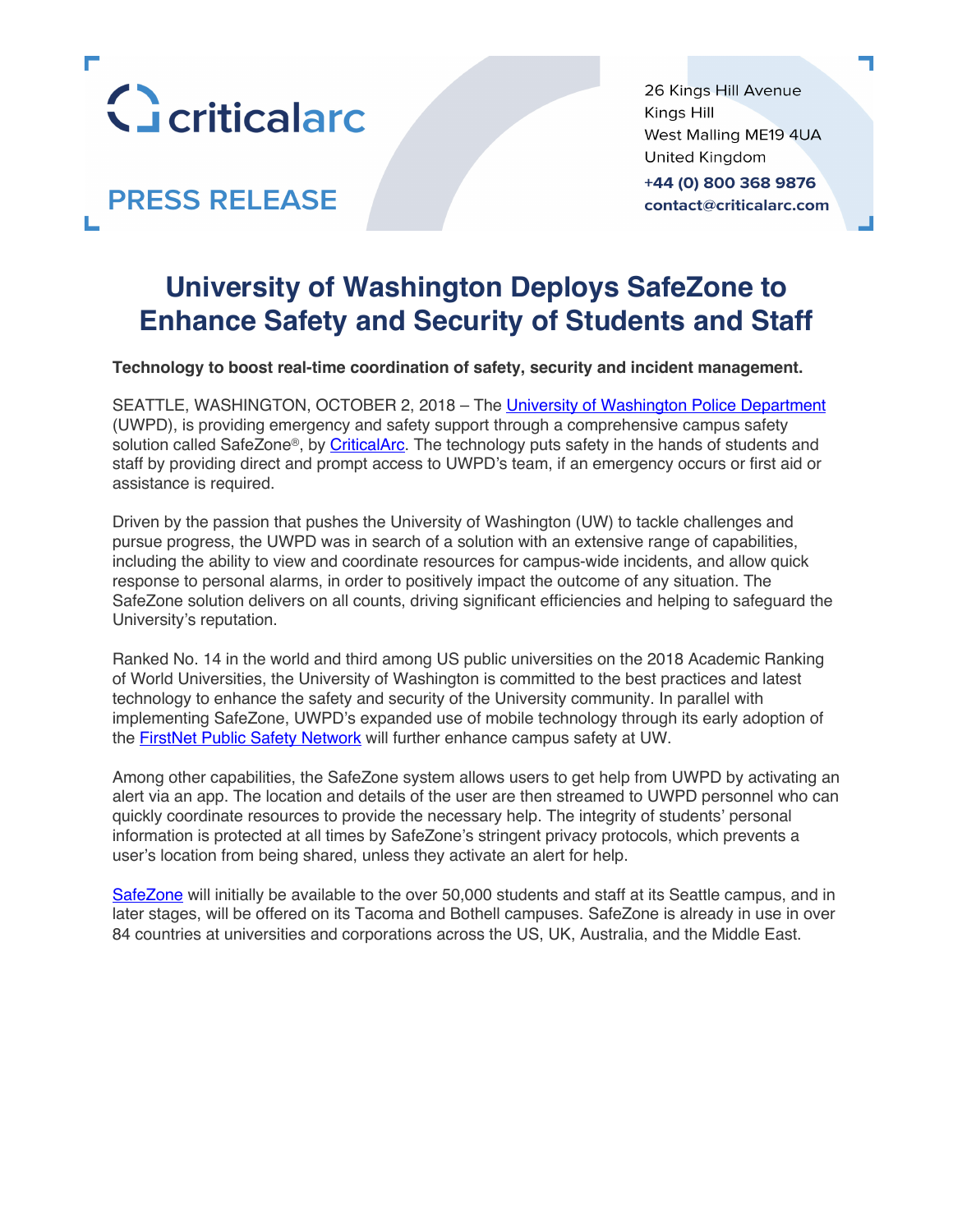criticalarc

**PRESS RELEASE**

26 Kings Hill Avenue
Kings Hill
West Malling ME19 4UA
United Kingdom
**+44 (0) 800 368 9876**
**contact@criticalarc.com**

# University of Washington Deploys SafeZone to Enhance Safety and Security of Students and Staff

**Technology to boost real-time coordination of safety, security and incident management.**

SEATTLE, WASHINGTON, OCTOBER 2, 2018 – The University of Washington Police Department (UWPD), is providing emergency and safety support through a comprehensive campus safety solution called SafeZone®, by CriticalArc. The technology puts safety in the hands of students and staff by providing direct and prompt access to UWPD's team, if an emergency occurs or first aid or assistance is required.

Driven by the passion that pushes the University of Washington (UW) to tackle challenges and pursue progress, the UWPD was in search of a solution with an extensive range of capabilities, including the ability to view and coordinate resources for campus-wide incidents, and allow quick response to personal alarms, in order to positively impact the outcome of any situation. The SafeZone solution delivers on all counts, driving significant efficiencies and helping to safeguard the University's reputation.

Ranked No. 14 in the world and third among US public universities on the 2018 Academic Ranking of World Universities, the University of Washington is committed to the best practices and latest technology to enhance the safety and security of the University community. In parallel with implementing SafeZone, UWPD's expanded use of mobile technology through its early adoption of the FirstNet Public Safety Network will further enhance campus safety at UW.

Among other capabilities, the SafeZone system allows users to get help from UWPD by activating an alert via an app. The location and details of the user are then streamed to UWPD personnel who can quickly coordinate resources to provide the necessary help. The integrity of students' personal information is protected at all times by SafeZone's stringent privacy protocols, which prevents a user's location from being shared, unless they activate an alert for help.

SafeZone will initially be available to the over 50,000 students and staff at its Seattle campus, and in later stages, will be offered on its Tacoma and Bothell campuses. SafeZone is already in use in over 84 countries at universities and corporations across the US, UK, Australia, and the Middle East.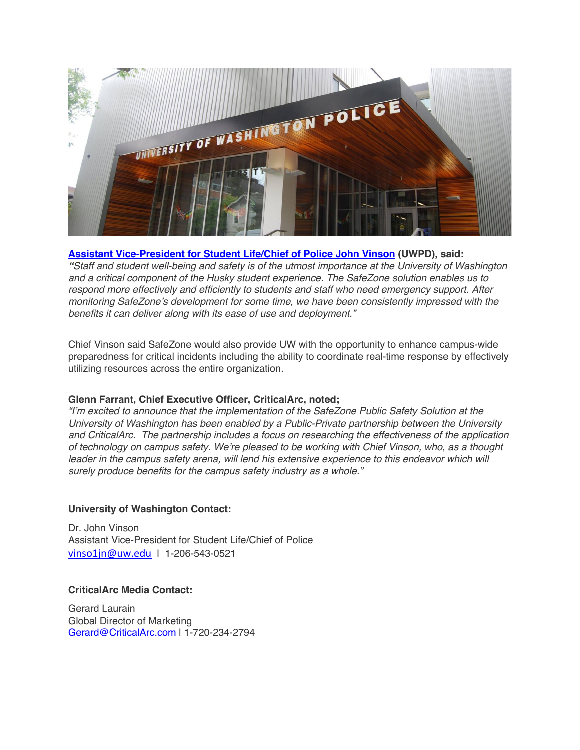**[Assistant Vice-President for Student Life/Chief of Police John Vinson](#) (UWPD), said:**
*"Staff and student well-being and safety is of the utmost importance at the University of Washington and a critical component of the Husky student experience. The SafeZone solution enables us to respond more effectively and efficiently to students and staff who need emergency support. After monitoring SafeZone's development for some time, we have been consistently impressed with the benefits it can deliver along with its ease of use and deployment."*

Chief Vinson said SafeZone would also provide UW with the opportunity to enhance campus-wide preparedness for critical incidents including the ability to coordinate real-time response by effectively utilizing resources across the entire organization.

**Glenn Farrant, Chief Executive Officer, CriticalArc, noted;**
*"I'm excited to announce that the implementation of the SafeZone Public Safety Solution at the University of Washington has been enabled by a Public-Private partnership between the University and CriticalArc. The partnership includes a focus on researching the effectiveness of the application of technology on campus safety. We're pleased to be working with Chief Vinson, who, as a thought leader in the campus safety arena, will lend his extensive experience to this endeavor which will surely produce benefits for the campus safety industry as a whole."*

**University of Washington Contact:**

Dr. John Vinson
Assistant Vice-President for Student Life/Chief of Police
vinso1jn@uw.edu | 1-206-543-0521

**CriticalArc Media Contact:**

Gerard Laurain
Global Director of Marketing
Gerard@CriticalArc.com | 1-720-234-2794